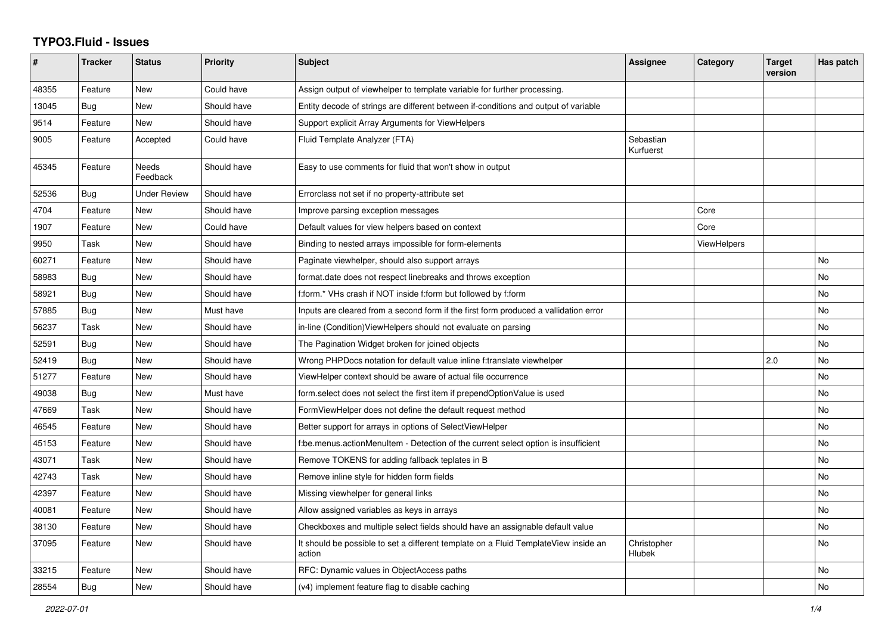# TYPO3.Fluid - Issues

| # | Tracker | Status | Priority | Subject | Assignee | Category | Target version | Has patch |
|---|---|---|---|---|---|---|---|---|
| 48355 | Feature | New | Could have | Assign output of viewhelper to template variable for further processing. | | | | |
| 13045 | Bug | New | Should have | Entity decode of strings are different between if-conditions and output of variable | | | | |
| 9514 | Feature | New | Should have | Support explicit Array Arguments for ViewHelpers | | | | |
| 9005 | Feature | Accepted | Could have | Fluid Template Analyzer (FTA) | Sebastian Kurfuerst | | | |
| 45345 | Feature | Needs Feedback | Should have | Easy to use comments for fluid that won't show in output | | | | |
| 52536 | Bug | Under Review | Should have | Errorclass not set if no property-attribute set | | | | |
| 4704 | Feature | New | Should have | Improve parsing exception messages | | Core | | |
| 1907 | Feature | New | Could have | Default values for view helpers based on context | | Core | | |
| 9950 | Task | New | Should have | Binding to nested arrays impossible for form-elements | | ViewHelpers | | |
| 60271 | Feature | New | Should have | Paginate viewhelper, should also support arrays | | | | No |
| 58983 | Bug | New | Should have | format.date does not respect linebreaks and throws exception | | | | No |
| 58921 | Bug | New | Should have | f:form.* VHs crash if NOT inside f:form but followed by f:form | | | | No |
| 57885 | Bug | New | Must have | Inputs are cleared from a second form if the first form produced a vallidation error | | | | No |
| 56237 | Task | New | Should have | in-line (Condition)ViewHelpers should not evaluate on parsing | | | | No |
| 52591 | Bug | New | Should have | The Pagination Widget broken for joined objects | | | | No |
| 52419 | Bug | New | Should have | Wrong PHPDocs notation for default value inline f:translate viewhelper | | | 2.0 | No |
| 51277 | Feature | New | Should have | ViewHelper context should be aware of actual file occurrence | | | | No |
| 49038 | Bug | New | Must have | form.select does not select the first item if prependOptionValue is used | | | | No |
| 47669 | Task | New | Should have | FormViewHelper does not define the default request method | | | | No |
| 46545 | Feature | New | Should have | Better support for arrays in options of SelectViewHelper | | | | No |
| 45153 | Feature | New | Should have | f:be.menus.actionMenuItem - Detection of the current select option is insufficient | | | | No |
| 43071 | Task | New | Should have | Remove TOKENS for adding fallback teplates in B | | | | No |
| 42743 | Task | New | Should have | Remove inline style for hidden form fields | | | | No |
| 42397 | Feature | New | Should have | Missing viewhelper for general links | | | | No |
| 40081 | Feature | New | Should have | Allow assigned variables as keys in arrays | | | | No |
| 38130 | Feature | New | Should have | Checkboxes and multiple select fields should have an assignable default value | | | | No |
| 37095 | Feature | New | Should have | It should be possible to set a different template on a Fluid TemplateView inside an action | Christopher Hlubek | | | No |
| 33215 | Feature | New | Should have | RFC: Dynamic values in ObjectAccess paths | | | | No |
| 28554 | Bug | New | Should have | (v4) implement feature flag to disable caching | | | | No |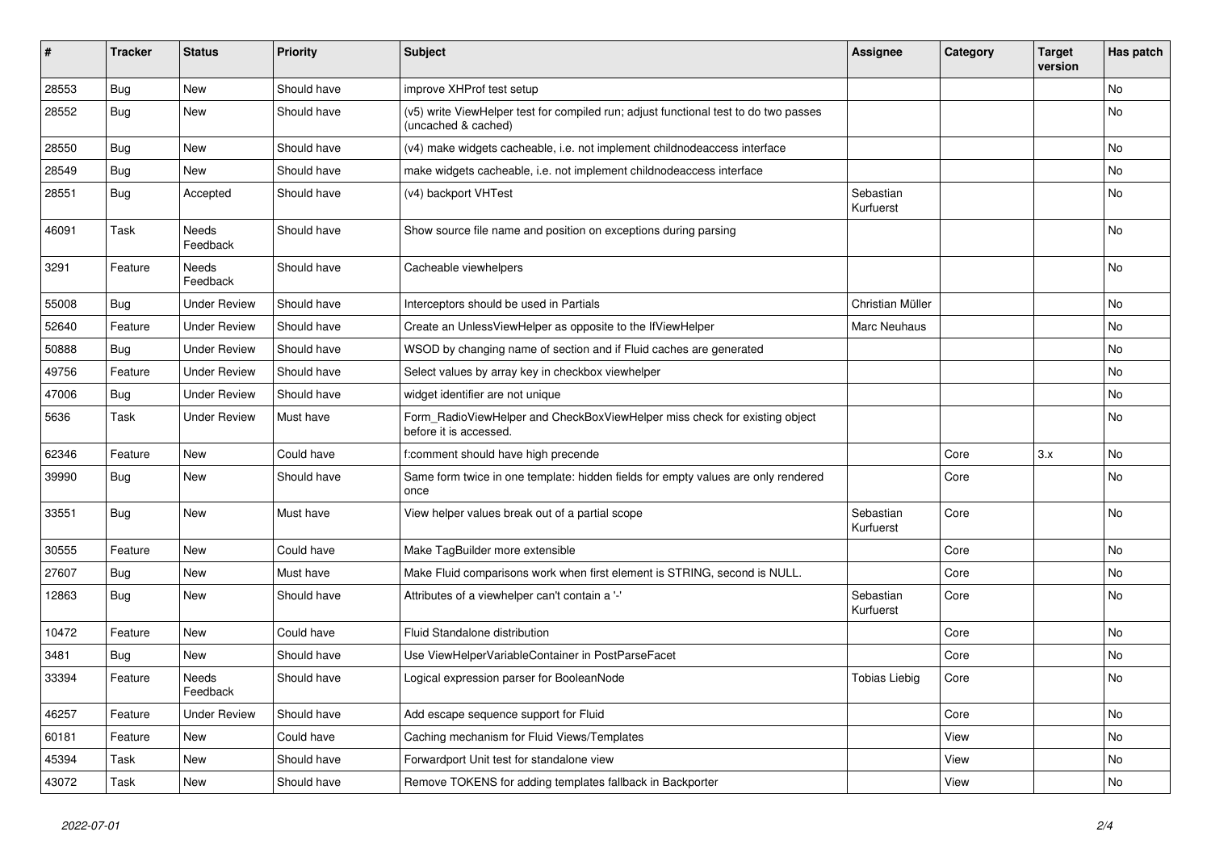| # | Tracker | Status | Priority | Subject | Assignee | Category | Target version | Has patch |
|---|---|---|---|---|---|---|---|---|
| 28553 | Bug | New | Should have | improve XHProf test setup | | | | No |
| 28552 | Bug | New | Should have | (v5) write ViewHelper test for compiled run; adjust functional test to do two passes (uncached & cached) | | | | No |
| 28550 | Bug | New | Should have | (v4) make widgets cacheable, i.e. not implement childnodeaccess interface | | | | No |
| 28549 | Bug | New | Should have | make widgets cacheable, i.e. not implement childnodeaccess interface | | | | No |
| 28551 | Bug | Accepted | Should have | (v4) backport VHTest | Sebastian Kurfuerst | | | No |
| 46091 | Task | Needs Feedback | Should have | Show source file name and position on exceptions during parsing | | | | No |
| 3291 | Feature | Needs Feedback | Should have | Cacheable viewhelpers | | | | No |
| 55008 | Bug | Under Review | Should have | Interceptors should be used in Partials | Christian Müller | | | No |
| 52640 | Feature | Under Review | Should have | Create an UnlessViewHelper as opposite to the IfViewHelper | Marc Neuhaus | | | No |
| 50888 | Bug | Under Review | Should have | WSOD by changing name of section and if Fluid caches are generated | | | | No |
| 49756 | Feature | Under Review | Should have | Select values by array key in checkbox viewhelper | | | | No |
| 47006 | Bug | Under Review | Should have | widget identifier are not unique | | | | No |
| 5636 | Task | Under Review | Must have | Form_RadioViewHelper and CheckBoxViewHelper miss check for existing object before it is accessed. | | | | No |
| 62346 | Feature | New | Could have | f:comment should have high precende | | Core | 3.x | No |
| 39990 | Bug | New | Should have | Same form twice in one template: hidden fields for empty values are only rendered once | | Core | | No |
| 33551 | Bug | New | Must have | View helper values break out of a partial scope | Sebastian Kurfuerst | Core | | No |
| 30555 | Feature | New | Could have | Make TagBuilder more extensible | | Core | | No |
| 27607 | Bug | New | Must have | Make Fluid comparisons work when first element is STRING, second is NULL. | | Core | | No |
| 12863 | Bug | New | Should have | Attributes of a viewhelper can't contain a '-' | Sebastian Kurfuerst | Core | | No |
| 10472 | Feature | New | Could have | Fluid Standalone distribution | | Core | | No |
| 3481 | Bug | New | Should have | Use ViewHelperVariableContainer in PostParseFacet | | Core | | No |
| 33394 | Feature | Needs Feedback | Should have | Logical expression parser for BooleanNode | Tobias Liebig | Core | | No |
| 46257 | Feature | Under Review | Should have | Add escape sequence support for Fluid | | Core | | No |
| 60181 | Feature | New | Could have | Caching mechanism for Fluid Views/Templates | | View | | No |
| 45394 | Task | New | Should have | Forwardport Unit test for standalone view | | View | | No |
| 43072 | Task | New | Should have | Remove TOKENS for adding templates fallback in Backporter | | View | | No |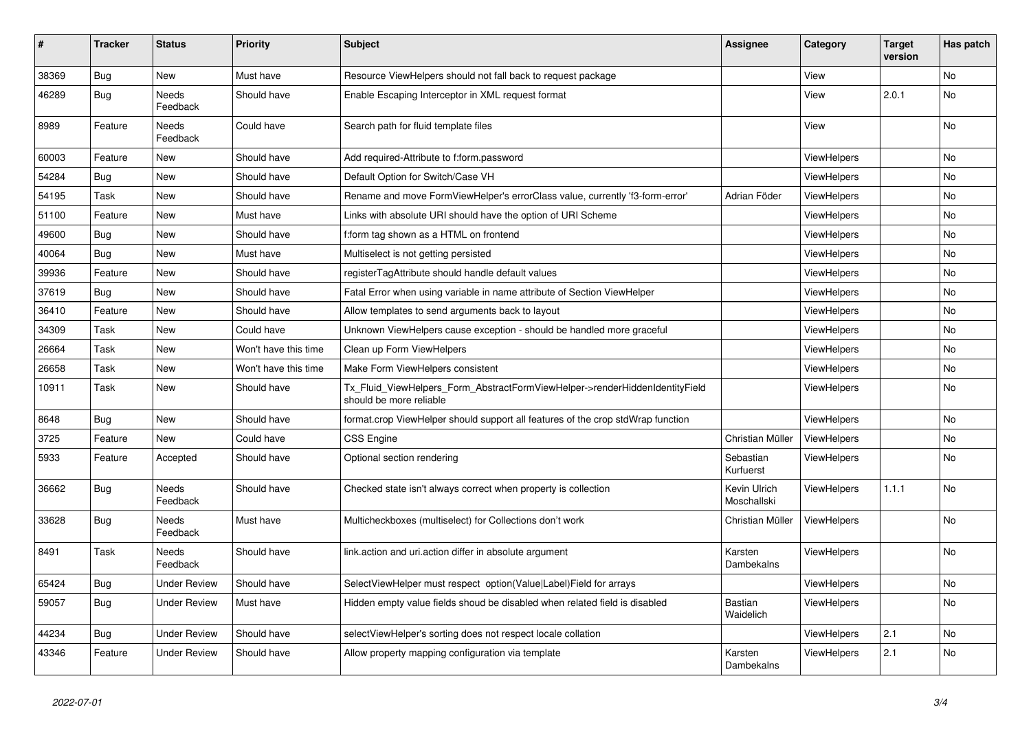| # | Tracker | Status | Priority | Subject | Assignee | Category | Target version | Has patch |
|---|---|---|---|---|---|---|---|---|
| 38369 | Bug | New | Must have | Resource ViewHelpers should not fall back to request package | | View | | No |
| 46289 | Bug | Needs Feedback | Should have | Enable Escaping Interceptor in XML request format | | View | 2.0.1 | No |
| 8989 | Feature | Needs Feedback | Could have | Search path for fluid template files | | View | | No |
| 60003 | Feature | New | Should have | Add required-Attribute to f:form.password | | ViewHelpers | | No |
| 54284 | Bug | New | Should have | Default Option for Switch/Case VH | | ViewHelpers | | No |
| 54195 | Task | New | Should have | Rename and move FormViewHelper's errorClass value, currently 'f3-form-error' | Adrian Föder | ViewHelpers | | No |
| 51100 | Feature | New | Must have | Links with absolute URI should have the option of URI Scheme | | ViewHelpers | | No |
| 49600 | Bug | New | Should have | f:form tag shown as a HTML on frontend | | ViewHelpers | | No |
| 40064 | Bug | New | Must have | Multiselect is not getting persisted | | ViewHelpers | | No |
| 39936 | Feature | New | Should have | registerTagAttribute should handle default values | | ViewHelpers | | No |
| 37619 | Bug | New | Should have | Fatal Error when using variable in name attribute of Section ViewHelper | | ViewHelpers | | No |
| 36410 | Feature | New | Should have | Allow templates to send arguments back to layout | | ViewHelpers | | No |
| 34309 | Task | New | Could have | Unknown ViewHelpers cause exception - should be handled more graceful | | ViewHelpers | | No |
| 26664 | Task | New | Won't have this time | Clean up Form ViewHelpers | | ViewHelpers | | No |
| 26658 | Task | New | Won't have this time | Make Form ViewHelpers consistent | | ViewHelpers | | No |
| 10911 | Task | New | Should have | Tx_Fluid_ViewHelpers_Form_AbstractFormViewHelper->renderHiddenIdentityField should be more reliable | | ViewHelpers | | No |
| 8648 | Bug | New | Should have | format.crop ViewHelper should support all features of the crop stdWrap function | | ViewHelpers | | No |
| 3725 | Feature | New | Could have | CSS Engine | Christian Müller | ViewHelpers | | No |
| 5933 | Feature | Accepted | Should have | Optional section rendering | Sebastian Kurfuerst | ViewHelpers | | No |
| 36662 | Bug | Needs Feedback | Should have | Checked state isn't always correct when property is collection | Kevin Ulrich Moschallski | ViewHelpers | 1.1.1 | No |
| 33628 | Bug | Needs Feedback | Must have | Multicheckboxes (multiselect) for Collections don't work | Christian Müller | ViewHelpers | | No |
| 8491 | Task | Needs Feedback | Should have | link.action and uri.action differ in absolute argument | Karsten Dambekalns | ViewHelpers | | No |
| 65424 | Bug | Under Review | Should have | SelectViewHelper must respect option(Value\|Label)Field for arrays | | ViewHelpers | | No |
| 59057 | Bug | Under Review | Must have | Hidden empty value fields shoud be disabled when related field is disabled | Bastian Waidelich | ViewHelpers | | No |
| 44234 | Bug | Under Review | Should have | selectViewHelper's sorting does not respect locale collation | | ViewHelpers | 2.1 | No |
| 43346 | Feature | Under Review | Should have | Allow property mapping configuration via template | Karsten Dambekalns | ViewHelpers | 2.1 | No |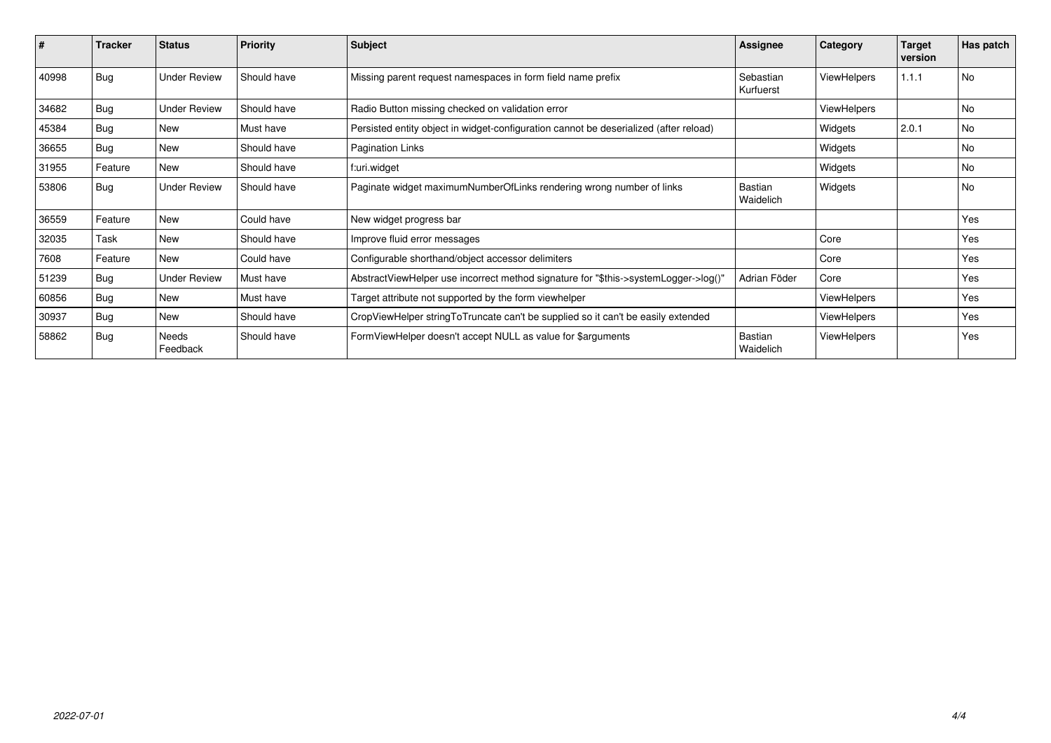| # | Tracker | Status | Priority | Subject | Assignee | Category | Target version | Has patch |
|---|---|---|---|---|---|---|---|---|
| 40998 | Bug | Under Review | Should have | Missing parent request namespaces in form field name prefix | Sebastian Kurfuerst | ViewHelpers | 1.1.1 | No |
| 34682 | Bug | Under Review | Should have | Radio Button missing checked on validation error | | ViewHelpers | | No |
| 45384 | Bug | New | Must have | Persisted entity object in widget-configuration cannot be deserialized (after reload) | | Widgets | 2.0.1 | No |
| 36655 | Bug | New | Should have | Pagination Links | | Widgets | | No |
| 31955 | Feature | New | Should have | f:uri.widget | | Widgets | | No |
| 53806 | Bug | Under Review | Should have | Paginate widget maximumNumberOfLinks rendering wrong number of links | Bastian Waidelich | Widgets | | No |
| 36559 | Feature | New | Could have | New widget progress bar | | | | Yes |
| 32035 | Task | New | Should have | Improve fluid error messages | | Core | | Yes |
| 7608 | Feature | New | Could have | Configurable shorthand/object accessor delimiters | | Core | | Yes |
| 51239 | Bug | Under Review | Must have | AbstractViewHelper use incorrect method signature for "$this->systemLogger->log()" | Adrian Föder | Core | | Yes |
| 60856 | Bug | New | Must have | Target attribute not supported by the form viewhelper | | ViewHelpers | | Yes |
| 30937 | Bug | New | Should have | CropViewHelper stringToTruncate can't be supplied so it can't be easily extended | | ViewHelpers | | Yes |
| 58862 | Bug | Needs Feedback | Should have | FormViewHelper doesn't accept NULL as value for $arguments | Bastian Waidelich | ViewHelpers | | Yes |

*2022-07-01*